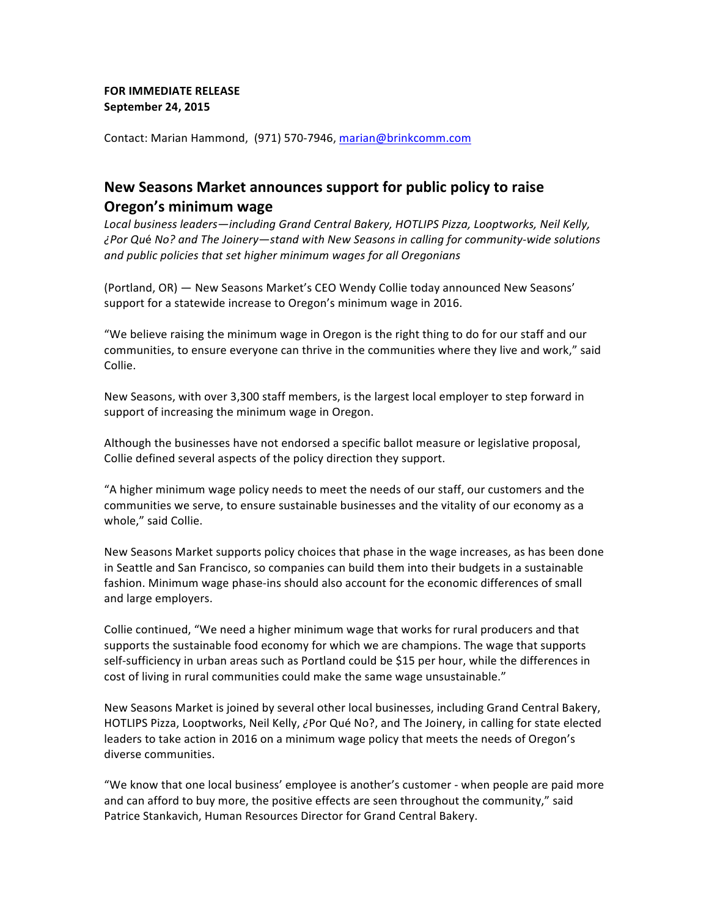**FOR IMMEDIATE RELEASE**
**September 24, 2015**

Contact: Marian Hammond, (971) 570-7946, marian@brinkcomm.com

## New Seasons Market announces support for public policy to raise Oregon's minimum wage

*Local business leaders—including Grand Central Bakery, HOTLIPS Pizza, Looptworks, Neil Kelly, ¿Por Qué No? and The Joinery—stand with New Seasons in calling for community-wide solutions and public policies that set higher minimum wages for all Oregonians*

(Portland, OR) — New Seasons Market's CEO Wendy Collie today announced New Seasons' support for a statewide increase to Oregon's minimum wage in 2016.

"We believe raising the minimum wage in Oregon is the right thing to do for our staff and our communities, to ensure everyone can thrive in the communities where they live and work," said Collie.

New Seasons, with over 3,300 staff members, is the largest local employer to step forward in support of increasing the minimum wage in Oregon.

Although the businesses have not endorsed a specific ballot measure or legislative proposal, Collie defined several aspects of the policy direction they support.

"A higher minimum wage policy needs to meet the needs of our staff, our customers and the communities we serve, to ensure sustainable businesses and the vitality of our economy as a whole," said Collie.

New Seasons Market supports policy choices that phase in the wage increases, as has been done in Seattle and San Francisco, so companies can build them into their budgets in a sustainable fashion. Minimum wage phase-ins should also account for the economic differences of small and large employers.

Collie continued, "We need a higher minimum wage that works for rural producers and that supports the sustainable food economy for which we are champions. The wage that supports self-sufficiency in urban areas such as Portland could be $15 per hour, while the differences in cost of living in rural communities could make the same wage unsustainable."

New Seasons Market is joined by several other local businesses, including Grand Central Bakery, HOTLIPS Pizza, Looptworks, Neil Kelly, ¿Por Qué No?, and The Joinery, in calling for state elected leaders to take action in 2016 on a minimum wage policy that meets the needs of Oregon's diverse communities.

"We know that one local business' employee is another's customer - when people are paid more and can afford to buy more, the positive effects are seen throughout the community," said Patrice Stankavich, Human Resources Director for Grand Central Bakery.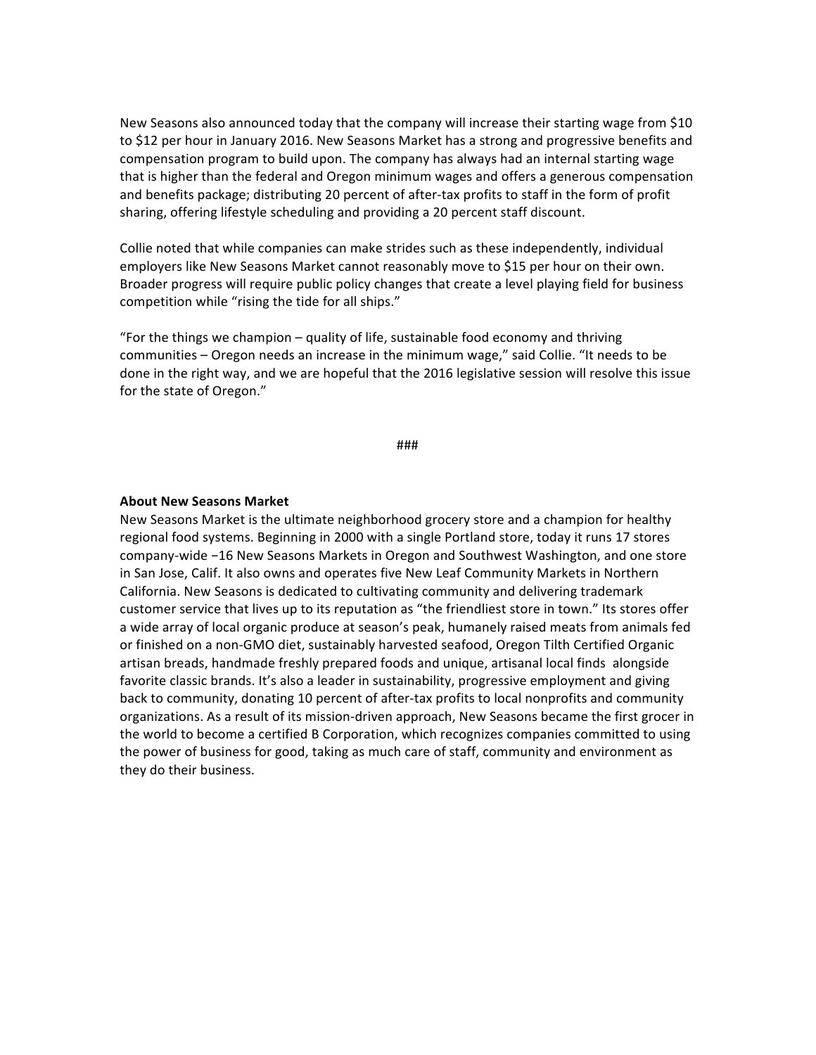New Seasons also announced today that the company will increase their starting wage from $10 to $12 per hour in January 2016. New Seasons Market has a strong and progressive benefits and compensation program to build upon. The company has always had an internal starting wage that is higher than the federal and Oregon minimum wages and offers a generous compensation and benefits package; distributing 20 percent of after-tax profits to staff in the form of profit sharing, offering lifestyle scheduling and providing a 20 percent staff discount.

Collie noted that while companies can make strides such as these independently, individual employers like New Seasons Market cannot reasonably move to $15 per hour on their own. Broader progress will require public policy changes that create a level playing field for business competition while "rising the tide for all ships."

"For the things we champion – quality of life, sustainable food economy and thriving communities – Oregon needs an increase in the minimum wage," said Collie. "It needs to be done in the right way, and we are hopeful that the 2016 legislative session will resolve this issue for the state of Oregon."

###

**About New Seasons Market**

New Seasons Market is the ultimate neighborhood grocery store and a champion for healthy regional food systems. Beginning in 2000 with a single Portland store, today it runs 17 stores company-wide −16 New Seasons Markets in Oregon and Southwest Washington, and one store in San Jose, Calif. It also owns and operates five New Leaf Community Markets in Northern California. New Seasons is dedicated to cultivating community and delivering trademark customer service that lives up to its reputation as "the friendliest store in town." Its stores offer a wide array of local organic produce at season's peak, humanely raised meats from animals fed or finished on a non-GMO diet, sustainably harvested seafood, Oregon Tilth Certified Organic artisan breads, handmade freshly prepared foods and unique, artisanal local finds alongside favorite classic brands. It's also a leader in sustainability, progressive employment and giving back to community, donating 10 percent of after-tax profits to local nonprofits and community organizations. As a result of its mission-driven approach, New Seasons became the first grocer in the world to become a certified B Corporation, which recognizes companies committed to using the power of business for good, taking as much care of staff, community and environment as they do their business.